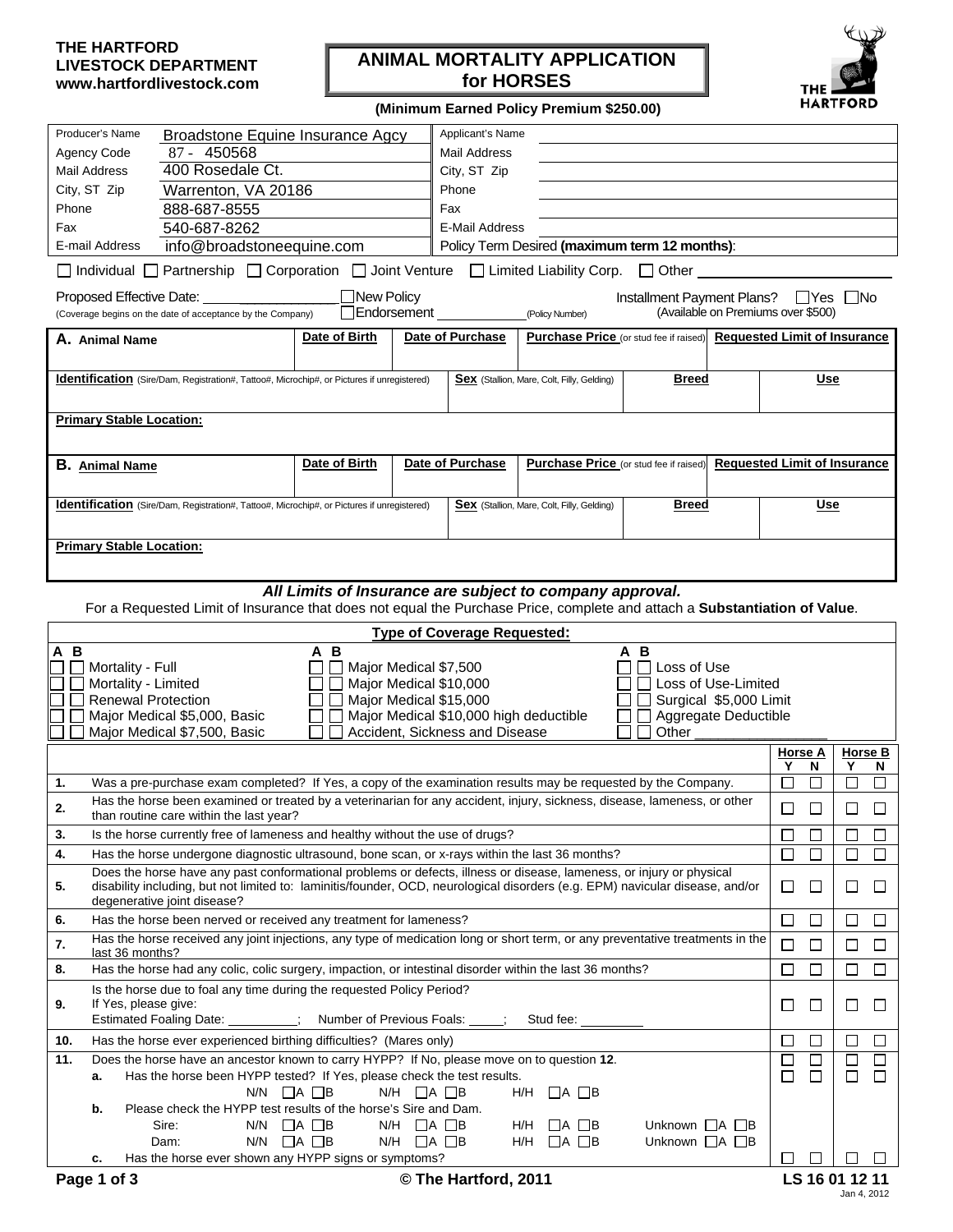**THE HARTFORD**
**LIVESTOCK DEPARTMENT**
**www.hartfordlivestock.com**

# ANIMAL MORTALITY APPLICATION for HORSES

**(Minimum Earned Policy Premium $250.00)**

| | | | |
|---|---|---|---|
| Producer's Name | Broadstone Equine Insurance Agcy | Applicant's Name | |
| Agency Code | 87 - 450568 | Mail Address | |
| Mail Address | 400 Rosedale Ct. | City, ST Zip | |
| City, ST Zip | Warrenton, VA 20186 | Phone | |
| Phone | 888-687-8555 | Fax | |
| Fax | 540-687-8262 | E-Mail Address | |
| E-mail Address | info@broadstoneequine.com | Policy Term Desired **(maximum term 12 months)**: | |

☐ Individual ☐ Partnership ☐ Corporation ☐ Joint Venture ☐ Limited Liability Corp. ☐ Other ____________

Proposed Effective Date: ______________ (Coverage begins on the date of acceptance by the Company) ☐ New Policy ☐ Endorsement ____________ (Policy Number)

Installment Payment Plans? ☐ Yes ☐ No (Available on Premiums over $500)

| **A. Animal Name** | **Date of Birth** | **Date of Purchase** | **Purchase Price** (or stud fee if raised) | **Requested Limit of Insurance** |
|---|---|---|---|---|
| | | | | |

| **Identification** (Sire/Dam, Registration#, Tattoo#, Microchip#, or Pictures if unregistered) | **Sex** (Stallion, Mare, Colt, Filly, Gelding) | **Breed** | **Use** |
|---|---|---|---|
| | | | |

**Primary Stable Location:**

| **B. Animal Name** | **Date of Birth** | **Date of Purchase** | **Purchase Price** (or stud fee if raised) | **Requested Limit of Insurance** |
|---|---|---|---|---|
| | | | | |

| **Identification** (Sire/Dam, Registration#, Tattoo#, Microchip#, or Pictures if unregistered) | **Sex** (Stallion, Mare, Colt, Filly, Gelding) | **Breed** | **Use** |
|---|---|---|---|
| | | | |

**Primary Stable Location:**

***All Limits of Insurance are subject to company approval.***

For a Requested Limit of Insurance that does not equal the Purchase Price, complete and attach a **Substantiation of Value**.

**Type of Coverage Requested:**

| A B | | A B | | A B | |
|---|---|---|---|---|---|
| ☐ ☐ | Mortality - Full | ☐ ☐ | Major Medical $7,500 | ☐ ☐ | Loss of Use |
| ☐ ☐ | Mortality - Limited | ☐ ☐ | Major Medical $10,000 | ☐ ☐ | Loss of Use-Limited |
| ☐ ☐ | Renewal Protection | ☐ ☐ | Major Medical $15,000 | ☐ ☐ | Surgical $5,000 Limit |
| ☐ ☐ | Major Medical $5,000, Basic | ☐ ☐ | Major Medical $10,000 high deductible | ☐ ☐ | Aggregate Deductible |
| ☐ ☐ | Major Medical $7,500, Basic | ☐ ☐ | Accident, Sickness and Disease | ☐ ☐ | Other ____________ |

| | | Horse A Y | Horse A N | Horse B Y | Horse B N |
|---|---|---|---|---|---|
| **1.** | Was a pre-purchase exam completed? If Yes, a copy of the examination results may be requested by the Company. | ☐ | ☐ | ☐ | ☐ |
| **2.** | Has the horse been examined or treated by a veterinarian for any accident, injury, sickness, disease, lameness, or other than routine care within the last year? | ☐ | ☐ | ☐ | ☐ |
| **3.** | Is the horse currently free of lameness and healthy without the use of drugs? | ☐ | ☐ | ☐ | ☐ |
| **4.** | Has the horse undergone diagnostic ultrasound, bone scan, or x-rays within the last 36 months? | ☐ | ☐ | ☐ | ☐ |
| **5.** | Does the horse have any past conformational problems or defects, illness or disease, lameness, or injury or physical disability including, but not limited to: laminitis/founder, OCD, neurological disorders (e.g. EPM) navicular disease, and/or degenerative joint disease? | ☐ | ☐ | ☐ | ☐ |
| **6.** | Has the horse been nerved or received any treatment for lameness? | ☐ | ☐ | ☐ | ☐ |
| **7.** | Has the horse received any joint injections, any type of medication long or short term, or any preventative treatments in the last 36 months? | ☐ | ☐ | ☐ | ☐ |
| **8.** | Has the horse had any colic, colic surgery, impaction, or intestinal disorder within the last 36 months? | ☐ | ☐ | ☐ | ☐ |
| **9.** | Is the horse due to foal any time during the requested Policy Period? If Yes, please give: Estimated Foaling Date: __________; Number of Previous Foals: _____; Stud fee: _________ | ☐ | ☐ | ☐ | ☐ |
| **10.** | Has the horse ever experienced birthing difficulties? (Mares only) | ☐ | ☐ | ☐ | ☐ |
| **11.** | Does the horse have an ancestor known to carry HYPP? If No, please move on to question **12**. | ☐ | ☐ | ☐ | ☐ |
| | **a.** Has the horse been HYPP tested? If Yes, please check the test results. N/N ☐A ☐B N/H ☐A ☐B H/H ☐A ☐B | ☐ | ☐ | ☐ | ☐ |
| | **b.** Please check the HYPP test results of the horse's Sire and Dam. Sire: N/N ☐A ☐B N/H ☐A ☐B H/H ☐A ☐B Unknown ☐A ☐B; Dam: N/N ☐A ☐B N/H ☐A ☐B H/H ☐A ☐B Unknown ☐A ☐B | | | | |
| | **c.** Has the horse ever shown any HYPP signs or symptoms? | ☐ | ☐ | ☐ | ☐ |

© The Hartford, 2011 LS 16 01 12 11 Jan 4, 2012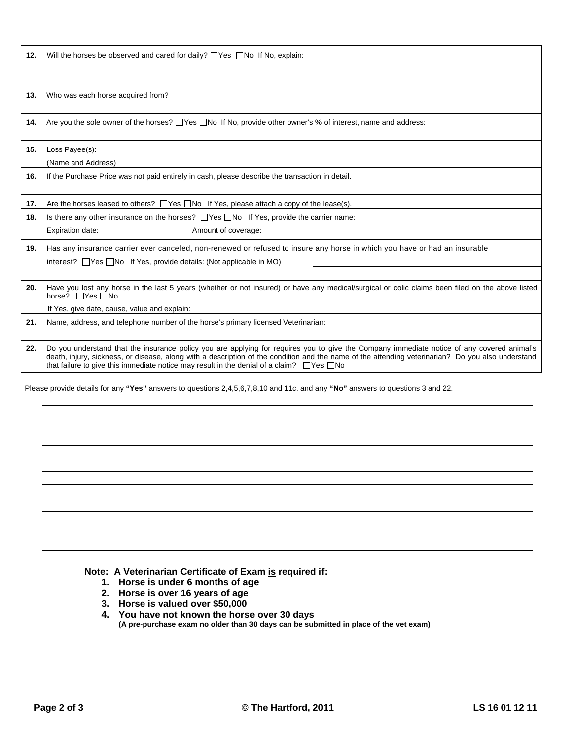**12.** Will the horses be observed and cared for daily? ☐ Yes ☐ No If No, explain:

**13.** Who was each horse acquired from?

**14.** Are you the sole owner of the horses? ☐ Yes ☐ No If No, provide other owner's % of interest, name and address:

**15.** Loss Payee(s):

(Name and Address)

**16.** If the Purchase Price was not paid entirely in cash, please describe the transaction in detail.

**17.** Are the horses leased to others? ☐ Yes ☐ No If Yes, please attach a copy of the lease(s).

**18.** Is there any other insurance on the horses? ☐ Yes ☐ No If Yes, provide the carrier name:

Expiration date: Amount of coverage:

**19.** Has any insurance carrier ever canceled, non-renewed or refused to insure any horse in which you have or had an insurable interest? ☐ Yes ☐ No If Yes, provide details: (Not applicable in MO)

**20.** Have you lost any horse in the last 5 years (whether or not insured) or have any medical/surgical or colic claims been filed on the above listed horse? ☐ Yes ☐ No

If Yes, give date, cause, value and explain:

**21.** Name, address, and telephone number of the horse's primary licensed Veterinarian:

**22.** Do you understand that the insurance policy you are applying for requires you to give the Company immediate notice of any covered animal's death, injury, sickness, or disease, along with a description of the condition and the name of the attending veterinarian? Do you also understand that failure to give this immediate notice may result in the denial of a claim? ☐ Yes ☐ No

Please provide details for any **"Yes"** answers to questions 2,4,5,6,7,8,10 and 11c. and any **"No"** answers to questions 3 and 22.

**Note: A Veterinarian Certificate of Exam is required if:**

1. **Horse is under 6 months of age**
2. **Horse is over 16 years of age**
3. **Horse is valued over $50,000**
4. **You have not known the horse over 30 days**
   **(A pre-purchase exam no older than 30 days can be submitted in place of the vet exam)**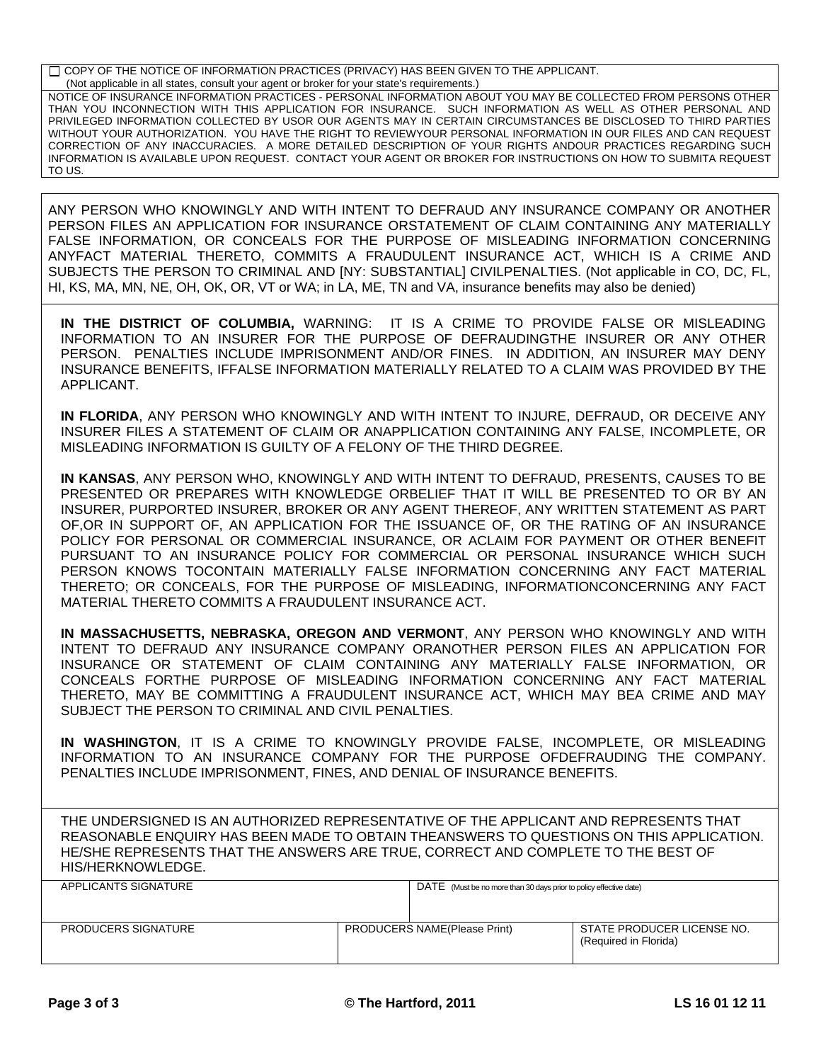☐ COPY OF THE NOTICE OF INFORMATION PRACTICES (PRIVACY) HAS BEEN GIVEN TO THE APPLICANT.
(Not applicable in all states, consult your agent or broker for your state's requirements.)

NOTICE OF INSURANCE INFORMATION PRACTICES - PERSONAL INFORMATION ABOUT YOU MAY BE COLLECTED FROM PERSONS OTHER THAN YOU INCONNECTION WITH THIS APPLICATION FOR INSURANCE. SUCH INFORMATION AS WELL AS OTHER PERSONAL AND PRIVILEGED INFORMATION COLLECTED BY USOR OUR AGENTS MAY IN CERTAIN CIRCUMSTANCES BE DISCLOSED TO THIRD PARTIES WITHOUT YOUR AUTHORIZATION. YOU HAVE THE RIGHT TO REVIEWYOUR PERSONAL INFORMATION IN OUR FILES AND CAN REQUEST CORRECTION OF ANY INACCURACIES. A MORE DETAILED DESCRIPTION OF YOUR RIGHTS ANDOUR PRACTICES REGARDING SUCH INFORMATION IS AVAILABLE UPON REQUEST. CONTACT YOUR AGENT OR BROKER FOR INSTRUCTIONS ON HOW TO SUBMITA REQUEST TO US.

ANY PERSON WHO KNOWINGLY AND WITH INTENT TO DEFRAUD ANY INSURANCE COMPANY OR ANOTHER PERSON FILES AN APPLICATION FOR INSURANCE ORSTATEMENT OF CLAIM CONTAINING ANY MATERIALLY FALSE INFORMATION, OR CONCEALS FOR THE PURPOSE OF MISLEADING INFORMATION CONCERNING ANYFACT MATERIAL THERETO, COMMITS A FRAUDULENT INSURANCE ACT, WHICH IS A CRIME AND SUBJECTS THE PERSON TO CRIMINAL AND [NY: SUBSTANTIAL] CIVILPENALTIES. (Not applicable in CO, DC, FL, HI, KS, MA, MN, NE, OH, OK, OR, VT or WA; in LA, ME, TN and VA, insurance benefits may also be denied)

**IN THE DISTRICT OF COLUMBIA,** WARNING: IT IS A CRIME TO PROVIDE FALSE OR MISLEADING INFORMATION TO AN INSURER FOR THE PURPOSE OF DEFRAUDINGTHE INSURER OR ANY OTHER PERSON. PENALTIES INCLUDE IMPRISONMENT AND/OR FINES. IN ADDITION, AN INSURER MAY DENY INSURANCE BENEFITS, IFFALSE INFORMATION MATERIALLY RELATED TO A CLAIM WAS PROVIDED BY THE APPLICANT.

**IN FLORIDA**, ANY PERSON WHO KNOWINGLY AND WITH INTENT TO INJURE, DEFRAUD, OR DECEIVE ANY INSURER FILES A STATEMENT OF CLAIM OR ANAPPLICATION CONTAINING ANY FALSE, INCOMPLETE, OR MISLEADING INFORMATION IS GUILTY OF A FELONY OF THE THIRD DEGREE.

**IN KANSAS**, ANY PERSON WHO, KNOWINGLY AND WITH INTENT TO DEFRAUD, PRESENTS, CAUSES TO BE PRESENTED OR PREPARES WITH KNOWLEDGE ORBELIEF THAT IT WILL BE PRESENTED TO OR BY AN INSURER, PURPORTED INSURER, BROKER OR ANY AGENT THEREOF, ANY WRITTEN STATEMENT AS PART OF,OR IN SUPPORT OF, AN APPLICATION FOR THE ISSUANCE OF, OR THE RATING OF AN INSURANCE POLICY FOR PERSONAL OR COMMERCIAL INSURANCE, OR ACLAIM FOR PAYMENT OR OTHER BENEFIT PURSUANT TO AN INSURANCE POLICY FOR COMMERCIAL OR PERSONAL INSURANCE WHICH SUCH PERSON KNOWS TOCONTAIN MATERIALLY FALSE INFORMATION CONCERNING ANY FACT MATERIAL THERETO; OR CONCEALS, FOR THE PURPOSE OF MISLEADING, INFORMATIONCONCERNING ANY FACT MATERIAL THERETO COMMITS A FRAUDULENT INSURANCE ACT.

**IN MASSACHUSETTS, NEBRASKA, OREGON AND VERMONT**, ANY PERSON WHO KNOWINGLY AND WITH INTENT TO DEFRAUD ANY INSURANCE COMPANY ORANOTHER PERSON FILES AN APPLICATION FOR INSURANCE OR STATEMENT OF CLAIM CONTAINING ANY MATERIALLY FALSE INFORMATION, OR CONCEALS FORTHE PURPOSE OF MISLEADING INFORMATION CONCERNING ANY FACT MATERIAL THERETO, MAY BE COMMITTING A FRAUDULENT INSURANCE ACT, WHICH MAY BEA CRIME AND MAY SUBJECT THE PERSON TO CRIMINAL AND CIVIL PENALTIES.

**IN WASHINGTON**, IT IS A CRIME TO KNOWINGLY PROVIDE FALSE, INCOMPLETE, OR MISLEADING INFORMATION TO AN INSURANCE COMPANY FOR THE PURPOSE OFDEFRAUDING THE COMPANY. PENALTIES INCLUDE IMPRISONMENT, FINES, AND DENIAL OF INSURANCE BENEFITS.

THE UNDERSIGNED IS AN AUTHORIZED REPRESENTATIVE OF THE APPLICANT AND REPRESENTS THAT REASONABLE ENQUIRY HAS BEEN MADE TO OBTAIN THEANSWERS TO QUESTIONS ON THIS APPLICATION. HE/SHE REPRESENTS THAT THE ANSWERS ARE TRUE, CORRECT AND COMPLETE TO THE BEST OF HIS/HERKNOWLEDGE.

| | |
|---|---|
| APPLICANTS SIGNATURE | DATE (Must be no more than 30 days prior to policy effective date) |

| | | |
|---|---|---|
| PRODUCERS SIGNATURE | PRODUCERS NAME(Please Print) | STATE PRODUCER LICENSE NO. (Required in Florida) |

© The Hartford, 2011 LS 16 01 12 11